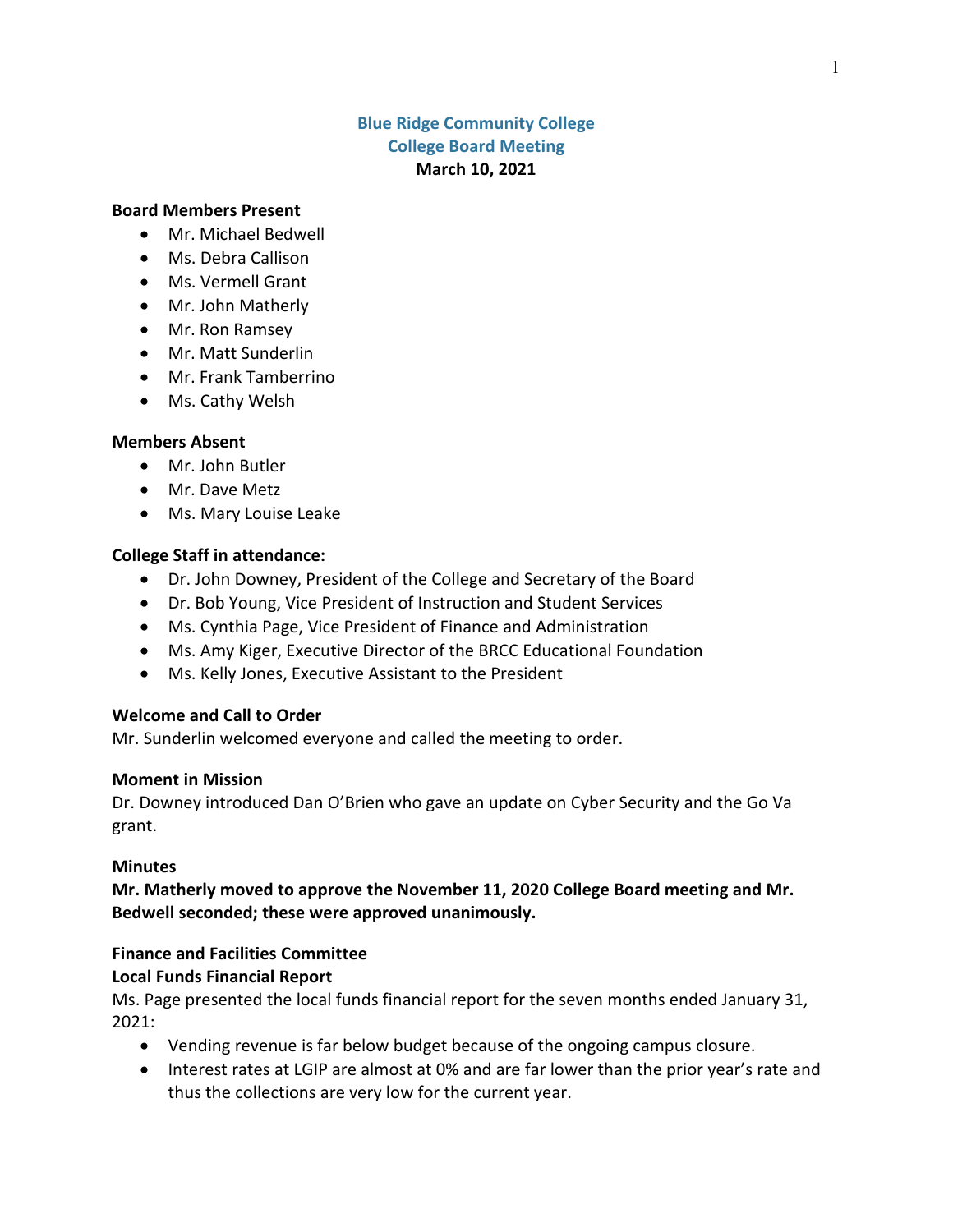# Blue Ridge Community College
## College Board Meeting
**March 10, 2021**

**Board Members Present**

- Mr. Michael Bedwell
- Ms. Debra Callison
- Ms. Vermell Grant
- Mr. John Matherly
- Mr. Ron Ramsey
- Mr. Matt Sunderlin
- Mr. Frank Tamberrino
- Ms. Cathy Welsh

**Members Absent**

- Mr. John Butler
- Mr. Dave Metz
- Ms. Mary Louise Leake

**College Staff in attendance:**

- Dr. John Downey, President of the College and Secretary of the Board
- Dr. Bob Young, Vice President of Instruction and Student Services
- Ms. Cynthia Page, Vice President of Finance and Administration
- Ms. Amy Kiger, Executive Director of the BRCC Educational Foundation
- Ms. Kelly Jones, Executive Assistant to the President

**Welcome and Call to Order**

Mr. Sunderlin welcomed everyone and called the meeting to order.

**Moment in Mission**

Dr. Downey introduced Dan O'Brien who gave an update on Cyber Security and the Go Va grant.

**Minutes**

**Mr. Matherly moved to approve the November 11, 2020 College Board meeting and Mr. Bedwell seconded; these were approved unanimously.**

**Finance and Facilities Committee**

**Local Funds Financial Report**

Ms. Page presented the local funds financial report for the seven months ended January 31, 2021:

- Vending revenue is far below budget because of the ongoing campus closure.
- Interest rates at LGIP are almost at 0% and are far lower than the prior year's rate and thus the collections are very low for the current year.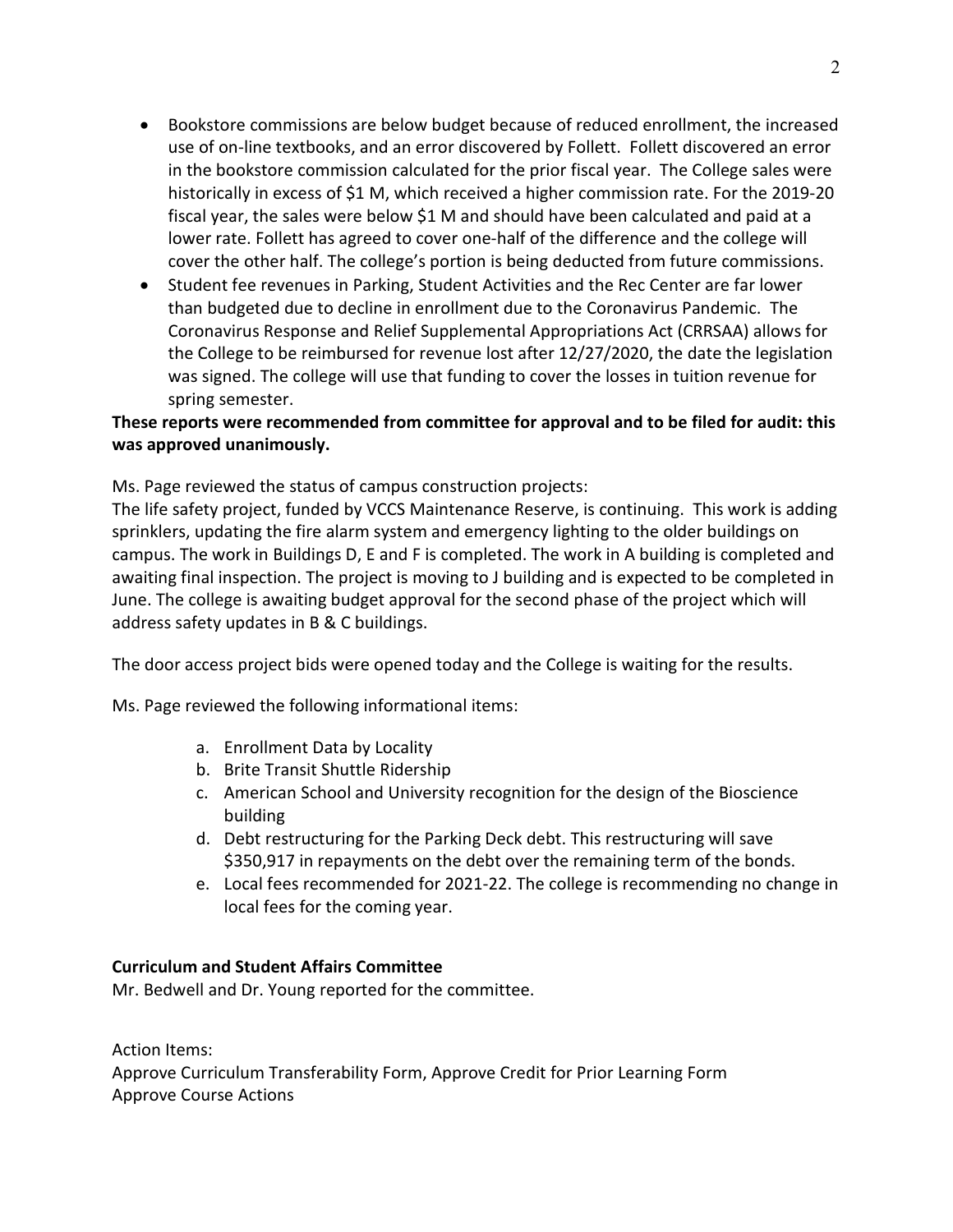- Bookstore commissions are below budget because of reduced enrollment, the increased use of on-line textbooks, and an error discovered by Follett. Follett discovered an error in the bookstore commission calculated for the prior fiscal year. The College sales were historically in excess of $1 M, which received a higher commission rate. For the 2019-20 fiscal year, the sales were below $1 M and should have been calculated and paid at a lower rate. Follett has agreed to cover one-half of the difference and the college will cover the other half. The college's portion is being deducted from future commissions.
- Student fee revenues in Parking, Student Activities and the Rec Center are far lower than budgeted due to decline in enrollment due to the Coronavirus Pandemic. The Coronavirus Response and Relief Supplemental Appropriations Act (CRRSAA) allows for the College to be reimbursed for revenue lost after 12/27/2020, the date the legislation was signed. The college will use that funding to cover the losses in tuition revenue for spring semester.

**These reports were recommended from committee for approval and to be filed for audit: this was approved unanimously.**

Ms. Page reviewed the status of campus construction projects:
The life safety project, funded by VCCS Maintenance Reserve, is continuing. This work is adding sprinklers, updating the fire alarm system and emergency lighting to the older buildings on campus. The work in Buildings D, E and F is completed. The work in A building is completed and awaiting final inspection. The project is moving to J building and is expected to be completed in June. The college is awaiting budget approval for the second phase of the project which will address safety updates in B & C buildings.

The door access project bids were opened today and the College is waiting for the results.

Ms. Page reviewed the following informational items:

a. Enrollment Data by Locality
b. Brite Transit Shuttle Ridership
c. American School and University recognition for the design of the Bioscience building
d. Debt restructuring for the Parking Deck debt. This restructuring will save $350,917 in repayments on the debt over the remaining term of the bonds.
e. Local fees recommended for 2021-22. The college is recommending no change in local fees for the coming year.

**Curriculum and Student Affairs Committee**
Mr. Bedwell and Dr. Young reported for the committee.

Action Items:
Approve Curriculum Transferability Form, Approve Credit for Prior Learning Form
Approve Course Actions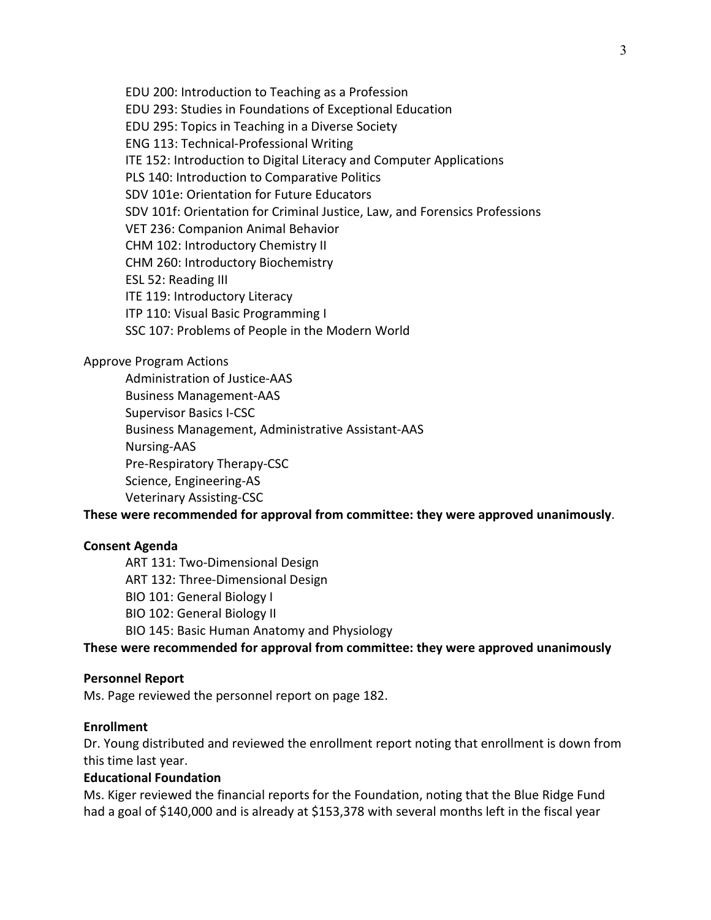EDU 200: Introduction to Teaching as a Profession
EDU 293: Studies in Foundations of Exceptional Education
EDU 295: Topics in Teaching in a Diverse Society
ENG 113: Technical-Professional Writing
ITE 152: Introduction to Digital Literacy and Computer Applications
PLS 140: Introduction to Comparative Politics
SDV 101e: Orientation for Future Educators
SDV 101f: Orientation for Criminal Justice, Law, and Forensics Professions
VET 236: Companion Animal Behavior
CHM 102: Introductory Chemistry II
CHM 260: Introductory Biochemistry
ESL 52: Reading III
ITE 119: Introductory Literacy
ITP 110: Visual Basic Programming I
SSC 107: Problems of People in the Modern World

Approve Program Actions

Administration of Justice-AAS
Business Management-AAS
Supervisor Basics I-CSC
Business Management, Administrative Assistant-AAS
Nursing-AAS
Pre-Respiratory Therapy-CSC
Science, Engineering-AS
Veterinary Assisting-CSC

**These were recommended for approval from committee: they were approved unanimously**.

**Consent Agenda**

ART 131: Two-Dimensional Design
ART 132: Three-Dimensional Design
BIO 101: General Biology I
BIO 102: General Biology II
BIO 145: Basic Human Anatomy and Physiology

**These were recommended for approval from committee: they were approved unanimously**

**Personnel Report**

Ms. Page reviewed the personnel report on page 182.

**Enrollment**

Dr. Young distributed and reviewed the enrollment report noting that enrollment is down from this time last year.

**Educational Foundation**

Ms. Kiger reviewed the financial reports for the Foundation, noting that the Blue Ridge Fund had a goal of $140,000 and is already at $153,378 with several months left in the fiscal year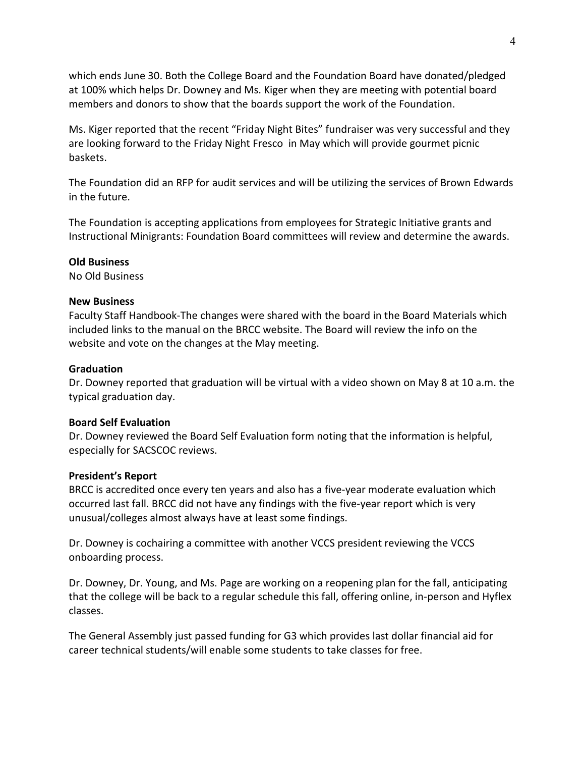which ends June 30. Both the College Board and the Foundation Board have donated/pledged at 100% which helps Dr. Downey and Ms. Kiger when they are meeting with potential board members and donors to show that the boards support the work of the Foundation.

Ms. Kiger reported that the recent "Friday Night Bites" fundraiser was very successful and they are looking forward to the Friday Night Fresco in May which will provide gourmet picnic baskets.

The Foundation did an RFP for audit services and will be utilizing the services of Brown Edwards in the future.

The Foundation is accepting applications from employees for Strategic Initiative grants and Instructional Minigrants: Foundation Board committees will review and determine the awards.

**Old Business**

No Old Business

**New Business**

Faculty Staff Handbook-The changes were shared with the board in the Board Materials which included links to the manual on the BRCC website. The Board will review the info on the website and vote on the changes at the May meeting.

**Graduation**

Dr. Downey reported that graduation will be virtual with a video shown on May 8 at 10 a.m. the typical graduation day.

**Board Self Evaluation**

Dr. Downey reviewed the Board Self Evaluation form noting that the information is helpful, especially for SACSCOC reviews.

**President's Report**

BRCC is accredited once every ten years and also has a five-year moderate evaluation which occurred last fall. BRCC did not have any findings with the five-year report which is very unusual/colleges almost always have at least some findings.

Dr. Downey is cochairing a committee with another VCCS president reviewing the VCCS onboarding process.

Dr. Downey, Dr. Young, and Ms. Page are working on a reopening plan for the fall, anticipating that the college will be back to a regular schedule this fall, offering online, in-person and Hyflex classes.

The General Assembly just passed funding for G3 which provides last dollar financial aid for career technical students/will enable some students to take classes for free.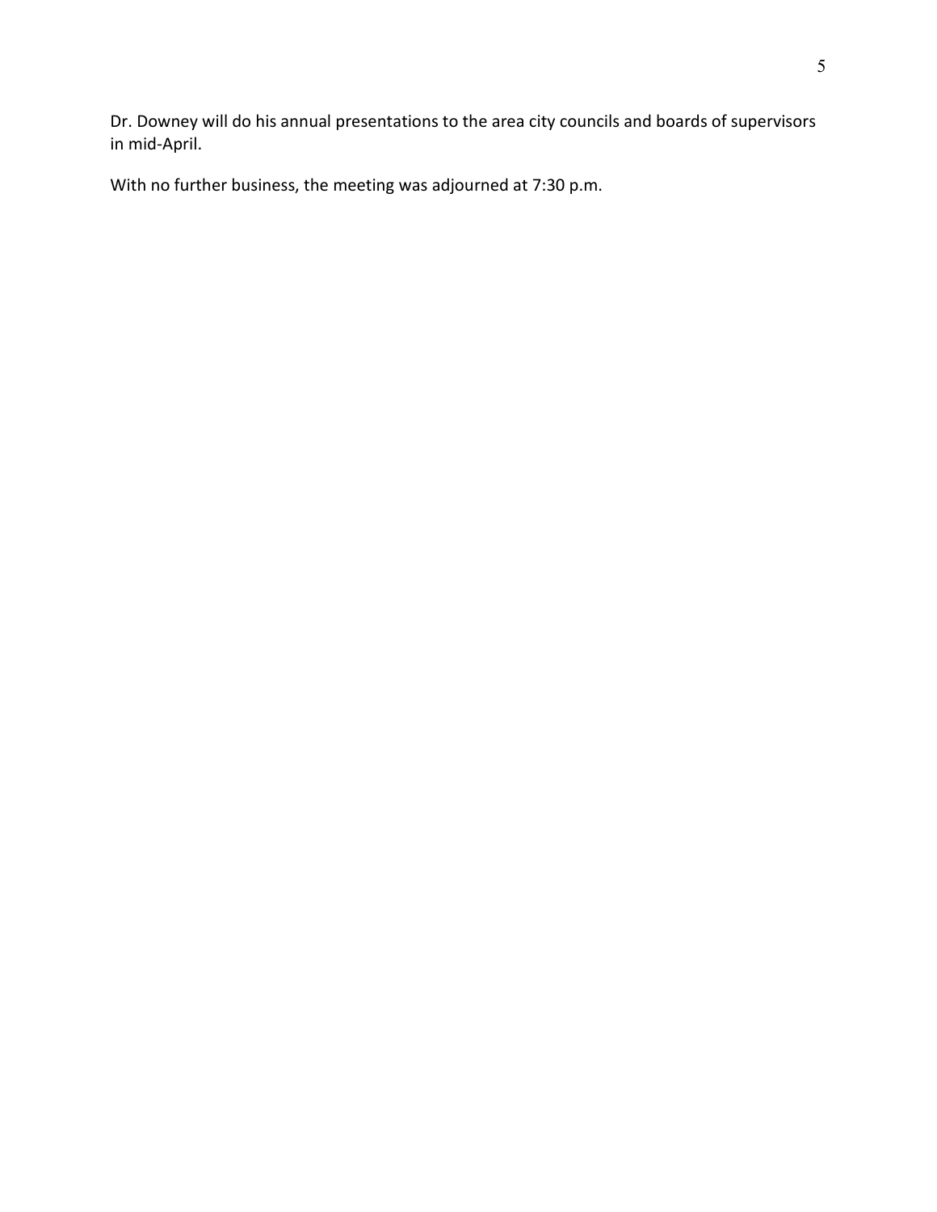Dr. Downey will do his annual presentations to the area city councils and boards of supervisors in mid-April.

With no further business, the meeting was adjourned at 7:30 p.m.